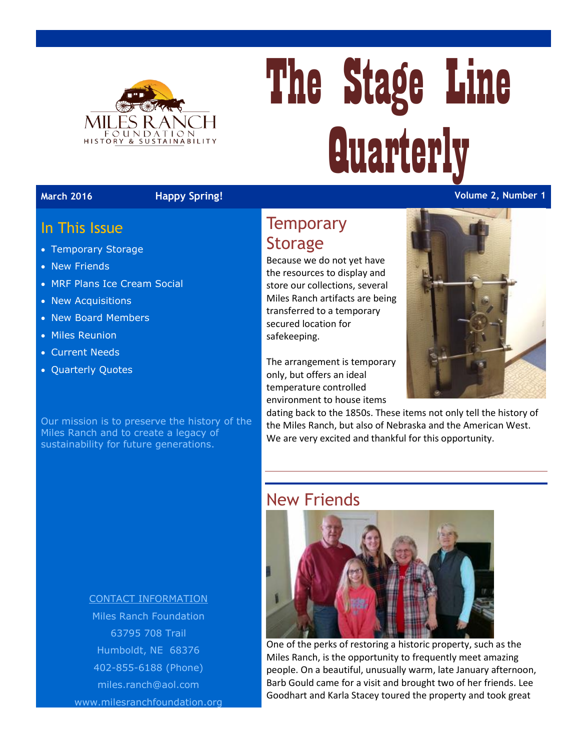# The Stage Line Quarterly

**March 2016** **Happy Spring!** **Volume 2, Number 1**

## In This Issue

- Temporary Storage
- New Friends
- MRF Plans Ice Cream Social
- New Acquisitions
- New Board Members
- Miles Reunion
- Current Needs
- Quarterly Quotes

Our mission is to preserve the history of the Miles Ranch and to create a legacy of sustainability for future generations.

CONTACT INFORMATION

Miles Ranch Foundation
63795 708 Trail
Humboldt, NE 68376
402-855-6188 (Phone)
miles.ranch@aol.com
www.milesranchfoundation.org

## Temporary Storage

Because we do not yet have the resources to display and store our collections, several Miles Ranch artifacts are being transferred to a temporary secured location for safekeeping.

The arrangement is temporary only, but offers an ideal temperature controlled environment to house items dating back to the 1850s. These items not only tell the history of the Miles Ranch, but also of Nebraska and the American West. We are very excited and thankful for this opportunity.

## New Friends

One of the perks of restoring a historic property, such as the Miles Ranch, is the opportunity to frequently meet amazing people. On a beautiful, unusually warm, late January afternoon, Barb Gould came for a visit and brought two of her friends. Lee Goodhart and Karla Stacey toured the property and took great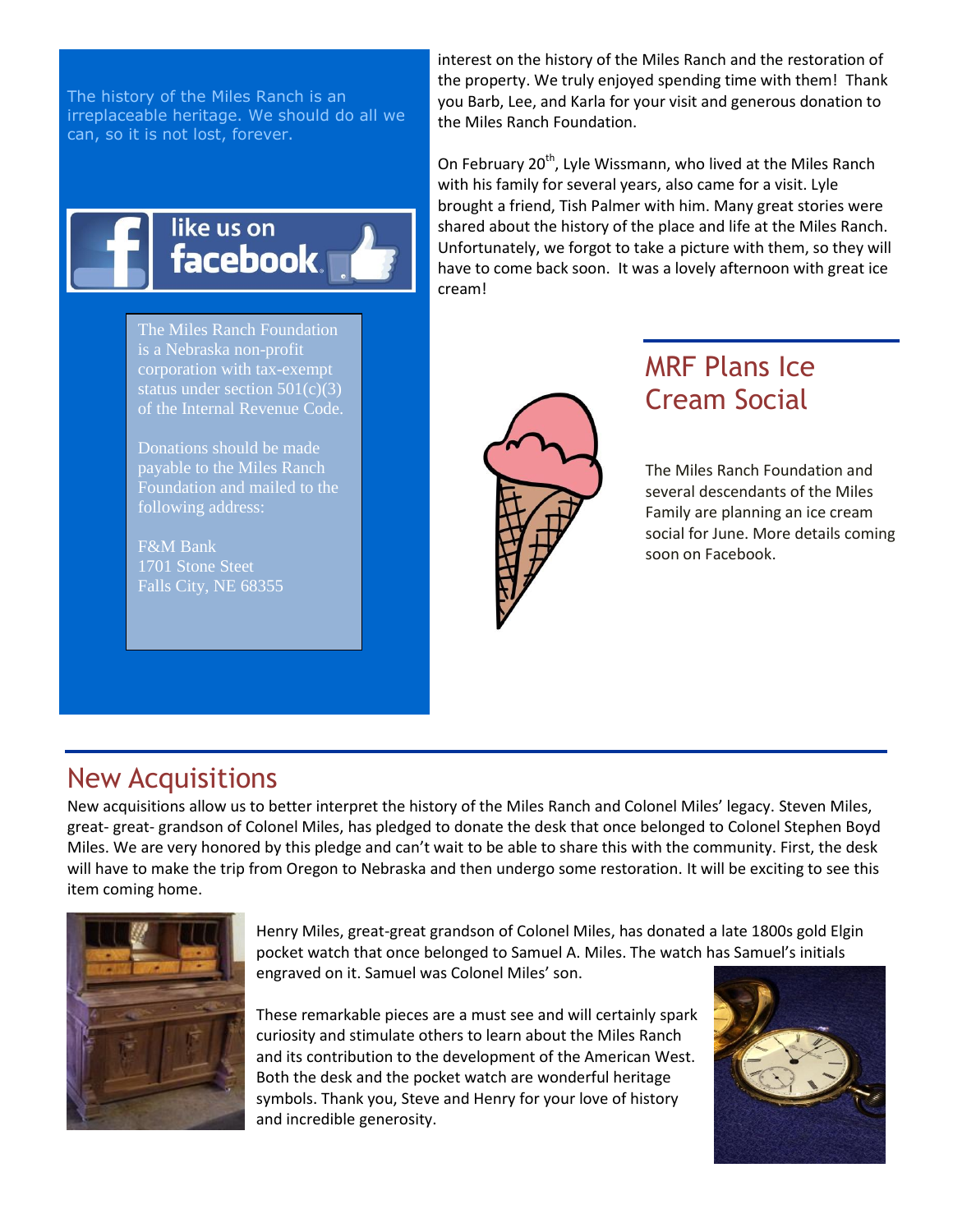The history of the Miles Ranch is an irreplaceable heritage. We should do all we can, so it is not lost, forever.

like us on facebook

The Miles Ranch Foundation is a Nebraska non-profit corporation with tax-exempt status under section 501(c)(3) of the Internal Revenue Code.

Donations should be made payable to the Miles Ranch Foundation and mailed to the following address:

F&M Bank
1701 Stone Steet
Falls City, NE 68355

interest on the history of the Miles Ranch and the restoration of the property. We truly enjoyed spending time with them! Thank you Barb, Lee, and Karla for your visit and generous donation to the Miles Ranch Foundation.

On February 20th, Lyle Wissmann, who lived at the Miles Ranch with his family for several years, also came for a visit. Lyle brought a friend, Tish Palmer with him. Many great stories were shared about the history of the place and life at the Miles Ranch. Unfortunately, we forgot to take a picture with them, so they will have to come back soon. It was a lovely afternoon with great ice cream!

## MRF Plans Ice Cream Social

The Miles Ranch Foundation and several descendants of the Miles Family are planning an ice cream social for June. More details coming soon on Facebook.

## New Acquisitions

New acquisitions allow us to better interpret the history of the Miles Ranch and Colonel Miles' legacy. Steven Miles, great- great- grandson of Colonel Miles, has pledged to donate the desk that once belonged to Colonel Stephen Boyd Miles. We are very honored by this pledge and can't wait to be able to share this with the community. First, the desk will have to make the trip from Oregon to Nebraska and then undergo some restoration. It will be exciting to see this item coming home.

Henry Miles, great-great grandson of Colonel Miles, has donated a late 1800s gold Elgin pocket watch that once belonged to Samuel A. Miles. The watch has Samuel's initials engraved on it. Samuel was Colonel Miles' son.

These remarkable pieces are a must see and will certainly spark curiosity and stimulate others to learn about the Miles Ranch and its contribution to the development of the American West. Both the desk and the pocket watch are wonderful heritage symbols. Thank you, Steve and Henry for your love of history and incredible generosity.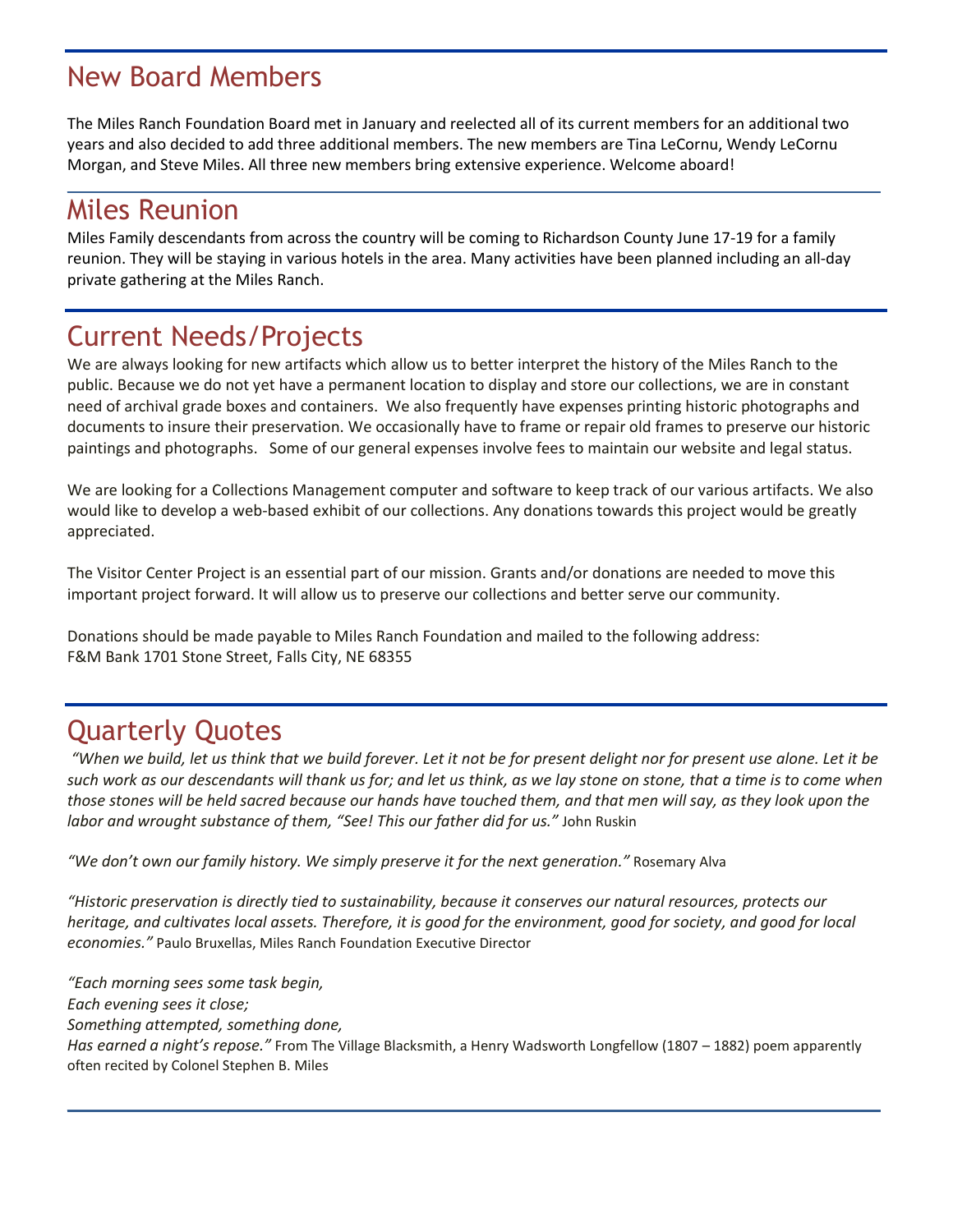## New Board Members

The Miles Ranch Foundation Board met in January and reelected all of its current members for an additional two years and also decided to add three additional members. The new members are Tina LeCornu, Wendy LeCornu Morgan, and Steve Miles. All three new members bring extensive experience. Welcome aboard!

## Miles Reunion

Miles Family descendants from across the country will be coming to Richardson County June 17-19 for a family reunion. They will be staying in various hotels in the area. Many activities have been planned including an all-day private gathering at the Miles Ranch.

## Current Needs/Projects

We are always looking for new artifacts which allow us to better interpret the history of the Miles Ranch to the public. Because we do not yet have a permanent location to display and store our collections, we are in constant need of archival grade boxes and containers. We also frequently have expenses printing historic photographs and documents to insure their preservation. We occasionally have to frame or repair old frames to preserve our historic paintings and photographs. Some of our general expenses involve fees to maintain our website and legal status.

We are looking for a Collections Management computer and software to keep track of our various artifacts. We also would like to develop a web-based exhibit of our collections. Any donations towards this project would be greatly appreciated.

The Visitor Center Project is an essential part of our mission. Grants and/or donations are needed to move this important project forward. It will allow us to preserve our collections and better serve our community.

Donations should be made payable to Miles Ranch Foundation and mailed to the following address:
F&M Bank 1701 Stone Street, Falls City, NE 68355

## Quarterly Quotes

*"When we build, let us think that we build forever. Let it not be for present delight nor for present use alone. Let it be such work as our descendants will thank us for; and let us think, as we lay stone on stone, that a time is to come when those stones will be held sacred because our hands have touched them, and that men will say, as they look upon the labor and wrought substance of them, "See! This our father did for us."* John Ruskin

*"We don't own our family history. We simply preserve it for the next generation."* Rosemary Alva

*"Historic preservation is directly tied to sustainability, because it conserves our natural resources, protects our heritage, and cultivates local assets. Therefore, it is good for the environment, good for society, and good for local economies."* Paulo Bruxellas, Miles Ranch Foundation Executive Director

*"Each morning sees some task begin,*
*Each evening sees it close;*
*Something attempted, something done,*
*Has earned a night's repose."* From The Village Blacksmith, a Henry Wadsworth Longfellow (1807 – 1882) poem apparently often recited by Colonel Stephen B. Miles